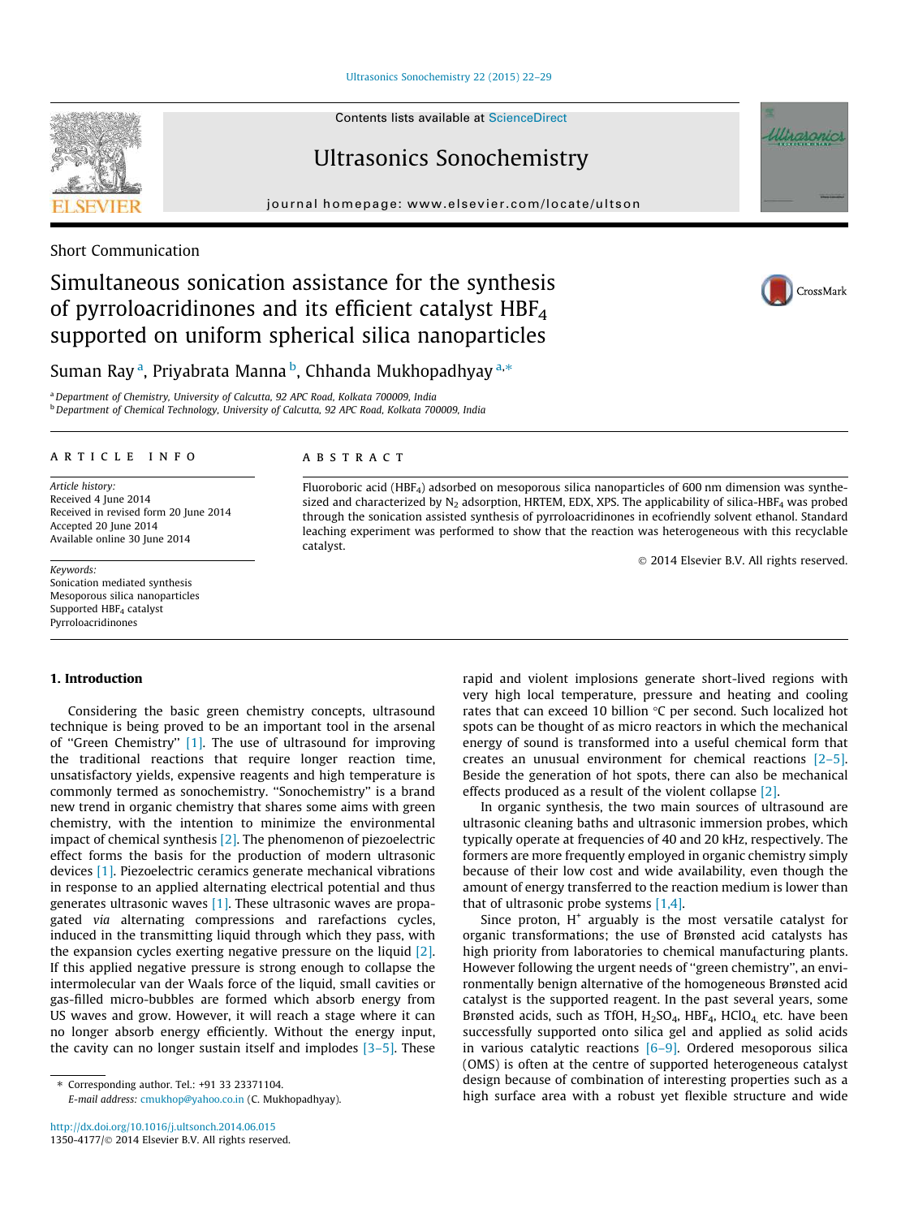Short Communication

# Simultaneous sonication assistance for the synthesis of pyrroloacridinones and its efficient catalyst $HBF_4$ supported on uniform spherical silica nanoparticles

Suman Ray [a], Priyabrata Manna [b], Chhanda Mukhopadhyay [a,*]

[a] Department of Chemistry, University of Calcutta, 92 APC Road, Kolkata 700009, India
[b] Department of Chemical Technology, University of Calcutta, 92 APC Road, Kolkata 700009, India

## ARTICLE INFO

*Article history:*
Received 4 June 2014
Received in revised form 20 June 2014
Accepted 20 June 2014
Available online 30 June 2014

*Keywords:*
Sonication mediated synthesis
Mesoporous silica nanoparticles
Supported $HBF_4$ catalyst
Pyrroloacridinones

## ABSTRACT

Fluoroboric acid ($HBF_4$) adsorbed on mesoporous silica nanoparticles of 600 nm dimension was synthesized and characterized by $N_2$ adsorption, HRTEM, EDX, XPS. The applicability of silica-$HBF_4$ was probed through the sonication assisted synthesis of pyrroloacridinones in ecofriendly solvent ethanol. Standard leaching experiment was performed to show that the reaction was heterogeneous with this recyclable catalyst.

© 2014 Elsevier B.V. All rights reserved.

## 1. Introduction

Considering the basic green chemistry concepts, ultrasound technique is being proved to be an important tool in the arsenal of "Green Chemistry" [1]. The use of ultrasound for improving the traditional reactions that require longer reaction time, unsatisfactory yields, expensive reagents and high temperature is commonly termed as sonochemistry. "Sonochemistry" is a brand new trend in organic chemistry that shares some aims with green chemistry, with the intention to minimize the environmental impact of chemical synthesis [2]. The phenomenon of piezoelectric effect forms the basis for the production of modern ultrasonic devices [1]. Piezoelectric ceramics generate mechanical vibrations in response to an applied alternating electrical potential and thus generates ultrasonic waves [1]. These ultrasonic waves are propagated *via* alternating compressions and rarefactions cycles, induced in the transmitting liquid through which they pass, with the expansion cycles exerting negative pressure on the liquid [2]. If this applied negative pressure is strong enough to collapse the intermolecular van der Waals force of the liquid, small cavities or gas-filled micro-bubbles are formed which absorb energy from US waves and grow. However, it will reach a stage where it can no longer absorb energy efficiently. Without the energy input, the cavity can no longer sustain itself and implodes [3–5]. These rapid and violent implosions generate short-lived regions with very high local temperature, pressure and heating and cooling rates that can exceed 10 billion °C per second. Such localized hot spots can be thought of as micro reactors in which the mechanical energy of sound is transformed into a useful chemical form that creates an unusual environment for chemical reactions [2–5]. Beside the generation of hot spots, there can also be mechanical effects produced as a result of the violent collapse [2].

In organic synthesis, the two main sources of ultrasound are ultrasonic cleaning baths and ultrasonic immersion probes, which typically operate at frequencies of 40 and 20 kHz, respectively. The formers are more frequently employed in organic chemistry simply because of their low cost and wide availability, even though the amount of energy transferred to the reaction medium is lower than that of ultrasonic probe systems [1,4].

Since proton, $H^+$ arguably is the most versatile catalyst for organic transformations; the use of Brønsted acid catalysts has high priority from laboratories to chemical manufacturing plants. However following the urgent needs of "green chemistry", an environmentally benign alternative of the homogeneous Brønsted acid catalyst is the supported reagent. In the past several years, some Brønsted acids, such as TfOH, $H_2SO_4$, $HBF_4$, $HClO_4$, etc. have been successfully supported onto silica gel and applied as solid acids in various catalytic reactions [6–9]. Ordered mesoporous silica (OMS) is often at the centre of supported heterogeneous catalyst design because of combination of interesting properties such as a high surface area with a robust yet flexible structure and wide

\* Corresponding author. Tel.: +91 33 23371104.
*E-mail address:* cmukhop@yahoo.co.in (C. Mukhopadhyay).

http://dx.doi.org/10.1016/j.ultsonch.2014.06.015
1350-4177/© 2014 Elsevier B.V. All rights reserved.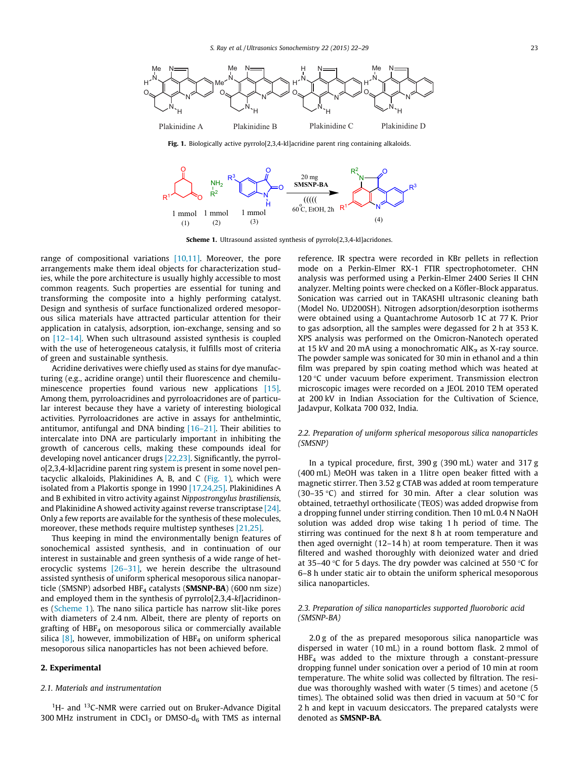Fig. 1. Biologically active pyrrolo[2,3,4-kl]acridine parent ring containing alkaloids.

Scheme 1. Ultrasound assisted synthesis of pyrrolo[2,3,4-kl]acridones.

range of compositional variations [10,11]. Moreover, the pore arrangements make them ideal objects for characterization studies, while the pore architecture is usually highly accessible to most common reagents. Such properties are essential for tuning and transforming the composite into a highly performing catalyst. Design and synthesis of surface functionalized ordered mesoporous silica materials have attracted particular attention for their application in catalysis, adsorption, ion-exchange, sensing and so on [12–14]. When such ultrasound assisted synthesis is coupled with the use of heterogeneous catalysis, it fulfills most of criteria of green and sustainable synthesis.

Acridine derivatives were chiefly used as stains for dye manufacturing (e.g., acridine orange) until their fluorescence and chemiluminescence properties found various new applications [15]. Among them, pyrroloacridines and pyrroloacridones are of particular interest because they have a variety of interesting biological activities. Pyrroloacridones are active in assays for anthelmintic, antitumor, antifungal and DNA binding [16–21]. Their abilities to intercalate into DNA are particularly important in inhibiting the growth of cancerous cells, making these compounds ideal for developing novel anticancer drugs [22,23]. Significantly, the pyrrolo[2,3,4-kl]acridine parent ring system is present in some novel pentacyclic alkaloids, Plakinidines A, B, and C (Fig. 1), which were isolated from a Plakortis sponge in 1990 [17,24,25]. Plakinidines A and B exhibited in vitro activity against *Nippostrongylus brastiliensis*, and Plakinidine A showed activity against reverse transcriptase [24]. Only a few reports are available for the synthesis of these molecules, moreover, these methods require multistep syntheses [21,25].

Thus keeping in mind the environmentally benign features of sonochemical assisted synthesis, and in continuation of our interest in sustainable and green synthesis of a wide range of heterocyclic systems [26–31], we herein describe the ultrasound assisted synthesis of uniform spherical mesoporous silica nanoparticle (SMSNP) adsorbed $HBF_4$ catalysts (**SMSNP-BA**) (600 nm size) and employed them in the synthesis of pyrrolo[2,3,4-*kl*]acridinones (Scheme 1). The nano silica particle has narrow slit-like pores with diameters of 2.4 nm. Albeit, there are plenty of reports on grafting of $HBF_4$ on mesoporous silica or commercially available silica [8], however, immobilization of $HBF_4$ on uniform spherical mesoporous silica nanoparticles has not been achieved before.

## 2. Experimental

### 2.1. Materials and instrumentation

$^1$H- and $^{13}$C-NMR were carried out on Bruker-Advance Digital 300 MHz instrument in $CDCl_3$ or DMSO-$d_6$ with TMS as internal reference. IR spectra were recorded in KBr pellets in reflection mode on a Perkin-Elmer RX-1 FTIR spectrophotometer. CHN analysis was performed using a Perkin-Elmer 2400 Series II CHN analyzer. Melting points were checked on a Köfler-Block apparatus. Sonication was carried out in TAKASHI ultrasonic cleaning bath (Model No. UD200SH). Nitrogen adsorption/desorption isotherms were obtained using a Quantachrome Autosorb 1C at 77 K. Prior to gas adsorption, all the samples were degassed for 2 h at 353 K. XPS analysis was performed on the Omicron-Nanotech operated at 15 kV and 20 mA using a monochromatic Al$K_\alpha$ as X-ray source. The powder sample was sonicated for 30 min in ethanol and a thin film was prepared by spin coating method which was heated at 120 °C under vacuum before experiment. Transmission electron microscopic images were recorded on a JEOL 2010 TEM operated at 200 kV in Indian Association for the Cultivation of Science, Jadavpur, Kolkata 700 032, India.

### 2.2. Preparation of uniform spherical mesoporous silica nanoparticles (SMSNP)

In a typical procedure, first, 390 g (390 mL) water and 317 g (400 mL) MeOH was taken in a 1litre open beaker fitted with a magnetic stirrer. Then 3.52 g CTAB was added at room temperature (30–35 °C) and stirred for 30 min. After a clear solution was obtained, tetraethyl orthosilicate (TEOS) was added dropwise from a dropping funnel under stirring condition. Then 10 mL 0.4 N NaOH solution was added drop wise taking 1 h period of time. The stirring was continued for the next 8 h at room temperature and then aged overnight (12–14 h) at room temperature. Then it was filtered and washed thoroughly with deionized water and dried at 35–40 °C for 5 days. The dry powder was calcined at 550 °C for 6–8 h under static air to obtain the uniform spherical mesoporous silica nanoparticles.

### 2.3. Preparation of silica nanoparticles supported fluoroboric acid (SMSNP-BA)

2.0 g of the as prepared mesoporous silica nanoparticle was dispersed in water (10 mL) in a round bottom flask. 2 mmol of $HBF_4$ was added to the mixture through a constant-pressure dropping funnel under sonication over a period of 10 min at room temperature. The white solid was collected by filtration. The residue was thoroughly washed with water (5 times) and acetone (5 times). The obtained solid was then dried in vacuum at 50 °C for 2 h and kept in vacuum desiccators. The prepared catalysts were denoted as **SMSNP-BA**.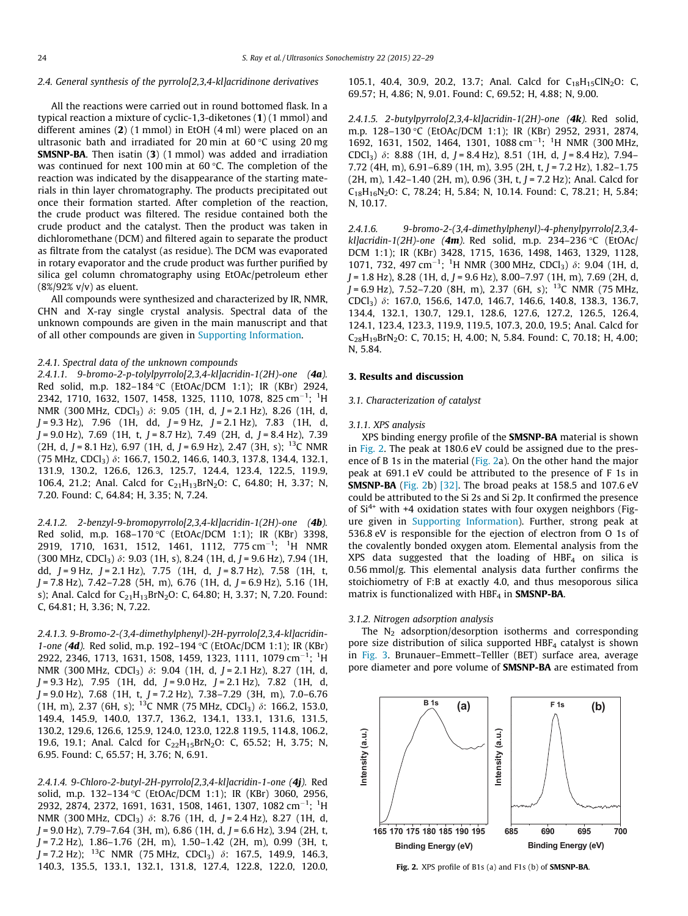### 2.4. General synthesis of the pyrrolo[2,3,4-kl]acridinone derivatives

All the reactions were carried out in round bottomed flask. In a typical reaction a mixture of cyclic-1,3-diketones (**1**) (1 mmol) and different amines (**2**) (1 mmol) in EtOH (4 ml) were placed on an ultrasonic bath and irradiated for 20 min at 60 °C using 20 mg **SMSNP-BA**. Then isatin (**3**) (1 mmol) was added and irradiation was continued for next 100 min at 60 °C. The completion of the reaction was indicated by the disappearance of the starting materials in thin layer chromatography. The products precipitated out once their formation started. After completion of the reaction, the crude product was filtered. The residue contained both the crude product and the catalyst. Then the product was taken in dichloromethane (DCM) and filtered again to separate the product as filtrate from the catalyst (as residue). The DCM was evaporated in rotary evaporator and the crude product was further purified by silica gel column chromatography using EtOAc/petroleum ether (8%/92% v/v) as eluent.

All compounds were synthesized and characterized by IR, NMR, CHN and X-ray single crystal analysis. Spectral data of the unknown compounds are given in the main manuscript and that of all other compounds are given in Supporting Information.

#### 2.4.1. Spectral data of the unknown compounds

*2.4.1.1. 9-bromo-2-p-tolylpyrrolo[2,3,4-kl]acridin-1(2H)-one (**4a**).* Red solid, m.p. 182–184 °C (EtOAc/DCM 1:1); IR (KBr) 2924, 2342, 1710, 1632, 1507, 1458, 1325, 1110, 1078, 825 $cm^{-1}$; $^1H$ NMR (300 MHz, $CDCl_3$) δ: 9.05 (1H, d, *J* = 2.1 Hz), 8.26 (1H, d, *J* = 9.3 Hz), 7.96 (1H, dd, *J* = 9 Hz, *J* = 2.1 Hz), 7.83 (1H, d, *J* = 9.0 Hz), 7.69 (1H, t, *J* = 8.7 Hz), 7.49 (2H, d, *J* = 8.4 Hz), 7.39 (2H, d, *J* = 8.1 Hz), 6.97 (1H, d, *J* = 6.9 Hz), 2.47 (3H, s); $^{13}C$ NMR (75 MHz, $CDCl_3$) δ: 166.7, 150.2, 146.6, 140.3, 137.8, 134.4, 132.1, 131.9, 130.2, 126.6, 126.3, 125.7, 124.4, 123.4, 122.5, 119.9, 106.4, 21.2; Anal. Calcd for $C_{21}H_{13}BrN_2O$: C, 64.80; H, 3.37; N, 7.20. Found: C, 64.84; H, 3.35; N, 7.24.

*2.4.1.2. 2-benzyl-9-bromopyrrolo[2,3,4-kl]acridin-1(2H)-one (**4b**).* Red solid, m.p. 168–170 °C (EtOAc/DCM 1:1); IR (KBr) 3398, 2919, 1710, 1631, 1512, 1461, 1112, 775 $cm^{-1}$; $^1H$ NMR (300 MHz, $CDCl_3$) δ: 9.03 (1H, s), 8.24 (1H, d, *J* = 9.6 Hz), 7.94 (1H, dd, *J* = 9 Hz, *J* = 2.1 Hz), 7.75 (1H, d, *J* = 8.7 Hz), 7.58 (1H, t, *J* = 7.8 Hz), 7.42–7.28 (5H, m), 6.76 (1H, d, *J* = 6.9 Hz), 5.16 (1H, s); Anal. Calcd for $C_{21}H_{13}BrN_2O$: C, 64.80; H, 3.37; N, 7.20. Found: C, 64.81; H, 3.36; N, 7.22.

*2.4.1.3. 9-Bromo-2-(3,4-dimethylphenyl)-2H-pyrrolo[2,3,4-kl]acridin-1-one (**4d**).* Red solid, m.p. 192–194 °C (EtOAc/DCM 1:1); IR (KBr) 2922, 2346, 1713, 1631, 1508, 1459, 1323, 1111, 1079 $cm^{-1}$; $^1H$ NMR (300 MHz, $CDCl_3$) δ: 9.04 (1H, d, *J* = 2.1 Hz), 8.27 (1H, d, *J* = 9.3 Hz), 7.95 (1H, dd, *J* = 9.0 Hz, *J* = 2.1 Hz), 7.82 (1H, d, *J* = 9.0 Hz), 7.68 (1H, t, *J* = 7.2 Hz), 7.38–7.29 (3H, m), 7.0–6.76 (1H, m), 2.37 (6H, s); $^{13}C$ NMR (75 MHz, $CDCl_3$) δ: 166.2, 153.0, 149.4, 145.9, 140.0, 137.7, 136.2, 134.1, 133.1, 131.6, 131.5, 130.2, 129.6, 126.6, 125.9, 124.0, 123.0, 122.8 119.5, 114.8, 106.2, 19.6, 19.1; Anal. Calcd for $C_{22}H_{15}BrN_2O$: C, 65.52; H, 3.75; N, 6.95. Found: C, 65.57; H, 3.76; N, 6.91.

*2.4.1.4. 9-Chloro-2-butyl-2H-pyrrolo[2,3,4-kl]acridin-1-one (**4j**).* Red solid, m.p. 132–134 °C (EtOAc/DCM 1:1); IR (KBr) 3060, 2956, 2932, 2874, 2372, 1691, 1631, 1508, 1461, 1307, 1082 $cm^{-1}$; $^1H$ NMR (300 MHz, $CDCl_3$) δ: 8.76 (1H, d, *J* = 2.4 Hz), 8.27 (1H, d, *J* = 9.0 Hz), 7.79–7.64 (3H, m), 6.86 (1H, d, *J* = 6.6 Hz), 3.94 (2H, t, *J* = 7.2 Hz), 1.86–1.76 (2H, m), 1.50–1.42 (2H, m), 0.99 (3H, t, *J* = 7.2 Hz); $^{13}C$ NMR (75 MHz, $CDCl_3$) δ: 167.5, 149.9, 146.3, 140.3, 135.5, 133.1, 132.1, 131.8, 127.4, 122.8, 122.0, 120.0, 105.1, 40.4, 30.9, 20.2, 13.7; Anal. Calcd for $C_{18}H_{15}ClN_2O$: C, 69.57; H, 4.86; N, 9.01. Found: C, 69.52; H, 4.88; N, 9.00.

*2.4.1.5. 2-butylpyrrolo[2,3,4-kl]acridin-1(2H)-one (**4k**).* Red solid, m.p. 128–130 °C (EtOAc/DCM 1:1); IR (KBr) 2952, 2931, 2874, 1692, 1631, 1502, 1464, 1301, 1088 $cm^{-1}$; $^1H$ NMR (300 MHz, $CDCl_3$) δ: 8.88 (1H, d, *J* = 8.4 Hz), 8.51 (1H, d, *J* = 8.4 Hz), 7.94–7.72 (4H, m), 6.91–6.89 (1H, m), 3.95 (2H, t, *J* = 7.2 Hz), 1.82–1.75 (2H, m), 1.42–1.40 (2H, m), 0.96 (3H, t, *J* = 7.2 Hz); Anal. Calcd for $C_{18}H_{16}N_2O$: C, 78.24; H, 5.84; N, 10.14. Found: C, 78.21; H, 5.84; N, 10.17.

*2.4.1.6. 9-bromo-2-(3,4-dimethylphenyl)-4-phenylpyrrolo[2,3,4-kl]acridin-1(2H)-one (**4m**).* Red solid, m.p. 234–236 °C (EtOAc/DCM 1:1); IR (KBr) 3428, 1715, 1636, 1498, 1463, 1329, 1128, 1071, 732, 497 $cm^{-1}$; $^1H$ NMR (300 MHz, $CDCl_3$) δ: 9.04 (1H, d, *J* = 1.8 Hz), 8.28 (1H, d, *J* = 9.6 Hz), 8.00–7.97 (1H, m), 7.69 (2H, d, *J* = 6.9 Hz), 7.52–7.20 (8H, m), 2.37 (6H, s); $^{13}C$ NMR (75 MHz, $CDCl_3$) δ: 167.0, 156.6, 147.0, 146.7, 146.6, 140.8, 138.3, 136.7, 134.4, 132.1, 130.7, 129.1, 128.6, 127.6, 127.2, 126.5, 126.4, 124.1, 123.4, 123.3, 119.9, 119.5, 107.3, 20.0, 19.5; Anal. Calcd for $C_{28}H_{19}BrN_2O$: C, 70.15; H, 4.00; N, 5.84. Found: C, 70.18; H, 4.00; N, 5.84.

## 3. Results and discussion

### 3.1. Characterization of catalyst

#### 3.1.1. XPS analysis

XPS binding energy profile of the **SMSNP-BA** material is shown in Fig. 2. The peak at 180.6 eV could be assigned due to the presence of B 1s in the material (Fig. 2a). On the other hand the major peak at 691.1 eV could be attributed to the presence of F 1s in **SMSNP-BA** (Fig. 2b) [32]. The broad peaks at 158.5 and 107.6 eV could be attributed to the Si 2s and Si 2p. It confirmed the presence of $Si^{4+}$ with +4 oxidation states with four oxygen neighbors (Figure given in Supporting Information). Further, strong peak at 536.8 eV is responsible for the ejection of electron from O 1s of the covalently bonded oxygen atom. Elemental analysis from the XPS data suggested that the loading of $HBF_4$ on silica is 0.56 mmol/g. This elemental analysis data further confirms the stoichiometry of F:B at exactly 4.0, and thus mesoporous silica matrix is functionalized with $HBF_4$ in **SMSNP-BA**.

#### 3.1.2. Nitrogen adsorption analysis

The $N_2$ adsorption/desorption isotherms and corresponding pore size distribution of silica supported $HBF_4$ catalyst is shown in Fig. 3. Brunauer–Emmett–Telller (BET) surface area, average pore diameter and pore volume of **SMSNP-BA** are estimated from

**Fig. 2.** XPS profile of B1s (a) and F1s (b) of **SMSNP-BA**.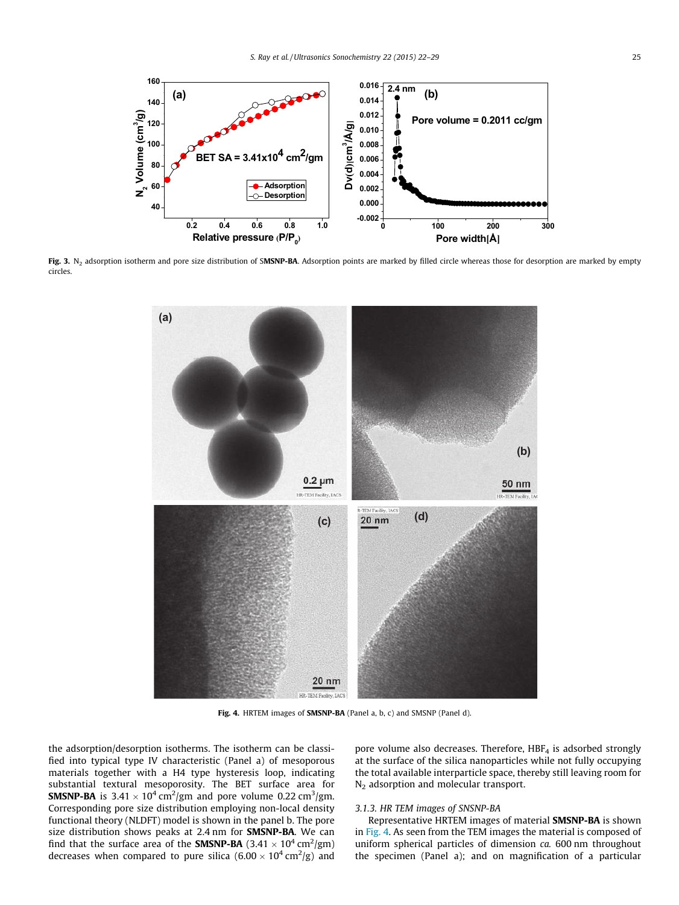**Fig. 3.** $N_2$ adsorption isotherm and pore size distribution of S**MSNP-BA**. Adsorption points are marked by filled circle whereas those for desorption are marked by empty circles.

**Fig. 4.** HRTEM images of **SMSNP-BA** (Panel a, b, c) and SMSNP (Panel d).

the adsorption/desorption isotherms. The isotherm can be classified into typical type IV characteristic (Panel a) of mesoporous materials together with a H4 type hysteresis loop, indicating substantial textural mesoporosity. The BET surface area for **SMSNP-BA** is $3.41 \times 10^4$ $cm^2$/gm and pore volume 0.22 $cm^3$/gm. Corresponding pore size distribution employing non-local density functional theory (NLDFT) model is shown in the panel b. The pore size distribution shows peaks at 2.4 nm for **SMSNP-BA**. We can find that the surface area of the **SMSNP-BA** ($3.41 \times 10^4$ $cm^2$/gm) decreases when compared to pure silica ($6.00 \times 10^4$ $cm^2$/g) and pore volume also decreases. Therefore, $HBF_4$ is adsorbed strongly at the surface of the silica nanoparticles while not fully occupying the total available interparticle space, thereby still leaving room for $N_2$ adsorption and molecular transport.

### 3.1.3. HR TEM images of SNSNP-BA

Representative HRTEM images of material **SMSNP-BA** is shown in Fig. 4. As seen from the TEM images the material is composed of uniform spherical particles of dimension *ca.* 600 nm throughout the specimen (Panel a); and on magnification of a particular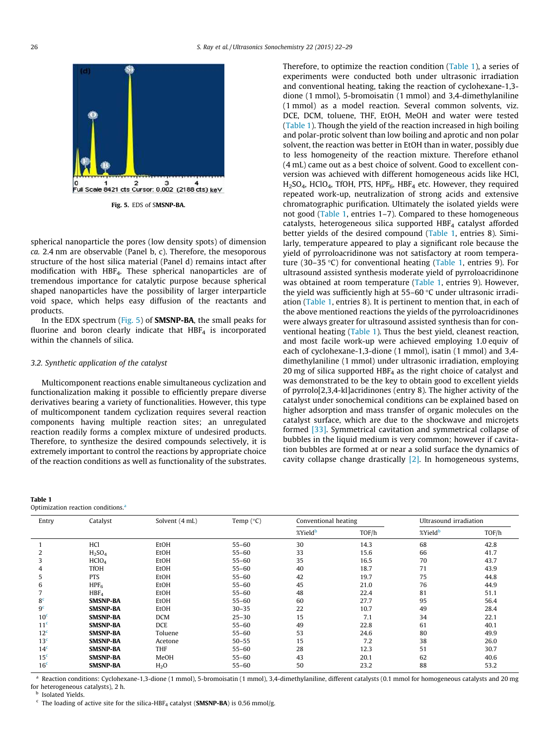Fig. 5. EDS of S**MSNP-BA.**

spherical nanoparticle the pores (low density spots) of dimension *ca.* 2.4 nm are observable (Panel b, c). Therefore, the mesoporous structure of the host silica material (Panel d) remains intact after modification with $HBF_4$. These spherical nanoparticles are of tremendous importance for catalytic purpose because spherical shaped nanoparticles have the possibility of larger interparticle void space, which helps easy diffusion of the reactants and products.

In the EDX spectrum (Fig. 5) of **SMSNP-BA**, the small peaks for fluorine and boron clearly indicate that $HBF_4$ is incorporated within the channels of silica.

### 3.2. Synthetic application of the catalyst

Multicomponent reactions enable simultaneous cyclization and functionalization making it possible to efficiently prepare diverse derivatives bearing a variety of functionalities. However, this type of multicomponent tandem cyclization requires several reaction components having multiple reaction sites; an unregulated reaction readily forms a complex mixture of undesired products. Therefore, to synthesize the desired compounds selectively, it is extremely important to control the reactions by appropriate choice of the reaction conditions as well as functionality of the substrates. Therefore, to optimize the reaction condition (Table 1), a series of experiments were conducted both under ultrasonic irradiation and conventional heating, taking the reaction of cyclohexane-1,3-dione (1 mmol), 5-bromoisatin (1 mmol) and 3,4-dimethylaniline (1 mmol) as a model reaction. Several common solvents, viz. DCE, DCM, toluene, THF, EtOH, MeOH and water were tested (Table 1). Though the yield of the reaction increased in high boiling and polar-protic solvent than low boiling and aprotic and non polar solvent, the reaction was better in EtOH than in water, possibly due to less homogeneity of the reaction mixture. Therefore ethanol (4 mL) came out as a best choice of solvent. Good to excellent conversion was achieved with different homogeneous acids like HCl, $H_2SO_4$, $HClO_4$, TfOH, PTS, $HPF_6$, $HBF_4$ etc. However, they required repeated work-up, neutralization of strong acids and extensive chromatographic purification. Ultimately the isolated yields were not good (Table 1, entries 1–7). Compared to these homogeneous catalysts, heterogeneous silica supported $HBF_4$ catalyst afforded better yields of the desired compound (Table 1, entries 8). Similarly, temperature appeared to play a significant role because the yield of pyrroloacridinone was not satisfactory at room temperature (30–35 °C) for conventional heating (Table 1, entries 9). For ultrasound assisted synthesis moderate yield of pyrroloacridinone was obtained at room temperature (Table 1, entries 9). However, the yield was sufficiently high at 55–60 °C under ultrasonic irradiation (Table 1, entries 8). It is pertinent to mention that, in each of the above mentioned reactions the yields of the pyrroloacridinones were always greater for ultrasound assisted synthesis than for conventional heating (Table 1). Thus the best yield, cleanest reaction, and most facile work-up were achieved employing 1.0 equiv of each of cyclohexane-1,3-dione (1 mmol), isatin (1 mmol) and 3,4-dimethylaniline (1 mmol) under ultrasonic irradiation, employing 20 mg of silica supported $HBF_4$ as the right choice of catalyst and was demonstrated to be the key to obtain good to excellent yields of pyrrolo[2,3,4-kl]acridinones (entry 8). The higher activity of the catalyst under sonochemical conditions can be explained based on higher adsorption and mass transfer of organic molecules on the catalyst surface, which are due to the shockwave and microjets formed [33]. Symmetrical cavitation and symmetrical collapse of bubbles in the liquid medium is very common; however if cavitation bubbles are formed at or near a solid surface the dynamics of cavity collapse change drastically [2]. In homogeneous systems,

**Table 1**
Optimization reaction conditions.[a]

| Entry | Catalyst | Solvent (4 mL) | Temp (°C) | Conventional heating | | Ultrasound irradiation | |
|---|---|---|---|---|---|---|---|
| | | | | %Yield[b] | TOF/h | %Yield[b] | TOF/h |
| 1 | HCl | EtOH | 55–60 | 30 | 14.3 | 68 | 42.8 |
| 2 | $H_2SO_4$ | EtOH | 55–60 | 33 | 15.6 | 66 | 41.7 |
| 3 | $HClO_4$ | EtOH | 55–60 | 35 | 16.5 | 70 | 43.7 |
| 4 | TfOH | EtOH | 55–60 | 40 | 18.7 | 71 | 43.9 |
| 5 | PTS | EtOH | 55–60 | 42 | 19.7 | 75 | 44.8 |
| 6 | $HPF_6$ | EtOH | 55–60 | 45 | 21.0 | 76 | 44.9 |
| 7 | $HBF_4$ | EtOH | 55–60 | 48 | 22.4 | 81 | 51.1 |
| 8[c] | **SMSNP-BA** | EtOH | 55–60 | 60 | 27.7 | 95 | 56.4 |
| 9[c] | **SMSNP-BA** | EtOH | 30–35 | 22 | 10.7 | 49 | 28.4 |
| 10[c] | **SMSNP-BA** | DCM | 25–30 | 15 | 7.1 | 34 | 22.1 |
| 11[c] | **SMSNP-BA** | DCE | 55–60 | 49 | 22.8 | 61 | 40.1 |
| 12[c] | **SMSNP-BA** | Toluene | 55–60 | 53 | 24.6 | 80 | 49.9 |
| 13[c] | **SMSNP-BA** | Acetone | 50–55 | 15 | 7.2 | 38 | 26.0 |
| 14[c] | **SMSNP-BA** | THF | 55–60 | 28 | 12.3 | 51 | 30.7 |
| 15[c] | **SMSNP-BA** | MeOH | 55–60 | 43 | 20.1 | 62 | 40.6 |
| 16[c] | **SMSNP-BA** | $H_2O$ | 55–60 | 50 | 23.2 | 88 | 53.2 |

[a] Reaction conditions: Cyclohexane-1,3-dione (1 mmol), 5-bromoisatin (1 mmol), 3,4-dimethylaniline, different catalysts (0.1 mmol for homogeneous catalysts and 20 mg for heterogeneous catalysts), 2 h.

[b] Isolated Yields.

[c] The loading of active site for the silica-$HBF_4$ catalyst (**SMSNP-BA**) is 0.56 mmol/g.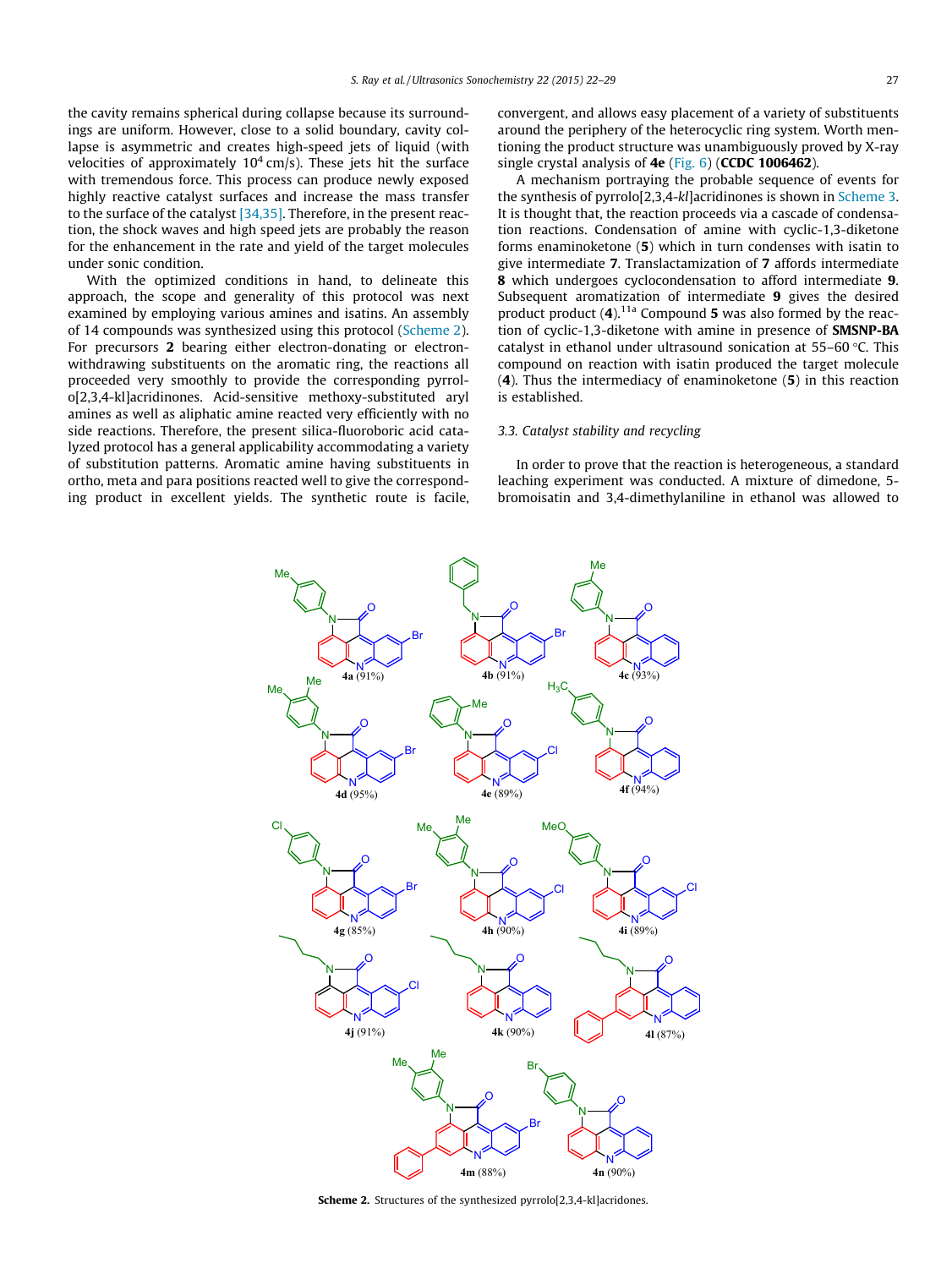the cavity remains spherical during collapse because its surroundings are uniform. However, close to a solid boundary, cavity collapse is asymmetric and creates high-speed jets of liquid (with velocities of approximately $10^4$ cm/s). These jets hit the surface with tremendous force. This process can produce newly exposed highly reactive catalyst surfaces and increase the mass transfer to the surface of the catalyst [34,35]. Therefore, in the present reaction, the shock waves and high speed jets are probably the reason for the enhancement in the rate and yield of the target molecules under sonic condition.

With the optimized conditions in hand, to delineate this approach, the scope and generality of this protocol was next examined by employing various amines and isatins. An assembly of 14 compounds was synthesized using this protocol (Scheme 2). For precursors **2** bearing either electron-donating or electron-withdrawing substituents on the aromatic ring, the reactions all proceeded very smoothly to provide the corresponding pyrrolo[2,3,4-kl]acridinones. Acid-sensitive methoxy-substituted aryl amines as well as aliphatic amine reacted very efficiently with no side reactions. Therefore, the present silica-fluoroboric acid catalyzed protocol has a general applicability accommodating a variety of substitution patterns. Aromatic amine having substituents in ortho, meta and para positions reacted well to give the corresponding product in excellent yields. The synthetic route is facile, convergent, and allows easy placement of a variety of substituents around the periphery of the heterocyclic ring system. Worth mentioning the product structure was unambiguously proved by X-ray single crystal analysis of **4e** (Fig. 6) (**CCDC 1006462**).

A mechanism portraying the probable sequence of events for the synthesis of pyrrolo[2,3,4-*kl*]acridinones is shown in Scheme 3. It is thought that, the reaction proceeds via a cascade of condensation reactions. Condensation of amine with cyclic-1,3-diketone forms enaminoketone (**5**) which in turn condenses with isatin to give intermediate **7**. Translactamization of **7** affords intermediate **8** which undergoes cyclocondensation to afford intermediate **9**. Subsequent aromatization of intermediate **9** gives the desired product product (**4**).[11a] Compound **5** was also formed by the reaction of cyclic-1,3-diketone with amine in presence of **SMSNP-BA** catalyst in ethanol under ultrasound sonication at 55–60 °C. This compound on reaction with isatin produced the target molecule (**4**). Thus the intermediacy of enaminoketone (**5**) in this reaction is established.

### 3.3. Catalyst stability and recycling

In order to prove that the reaction is heterogeneous, a standard leaching experiment was conducted. A mixture of dimedone, 5-bromoisatin and 3,4-dimethylaniline in ethanol was allowed to

**4a** (91%), **4b** (91%), **4c** (93%), **4d** (95%), **4e** (89%), **4f** (94%), **4g** (85%), **4h** (90%), **4i** (89%), **4j** (91%), **4k** (90%), **4l** (87%), **4m** (88%), **4n** (90%)

**Scheme 2.** Structures of the synthesized pyrrolo[2,3,4-kl]acridones.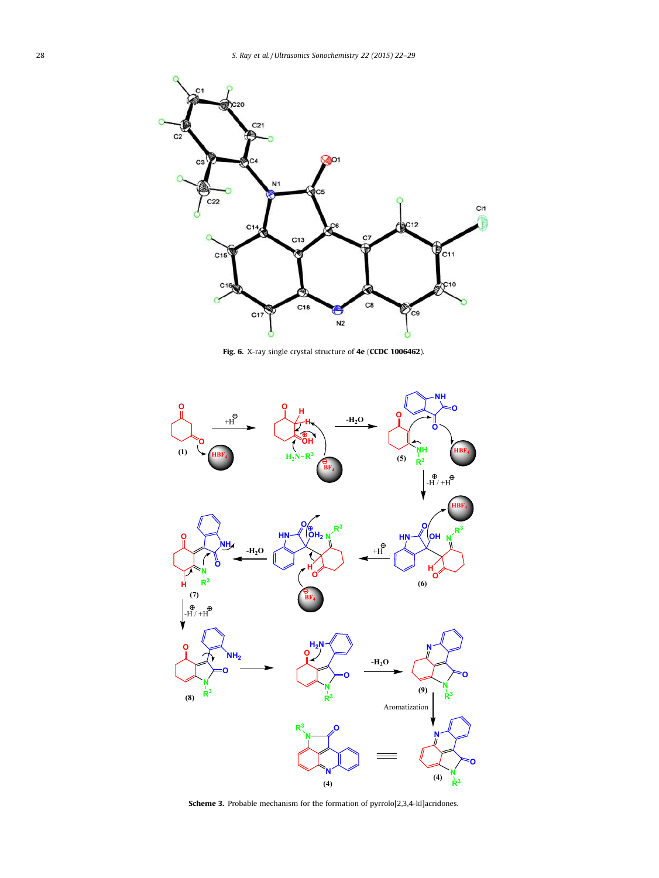**Fig. 6.** X-ray single crystal structure of **4e** (**CCDC 1006462**).

**Scheme 3.** Probable mechanism for the formation of pyrrolo[2,3,4-kl]acridones.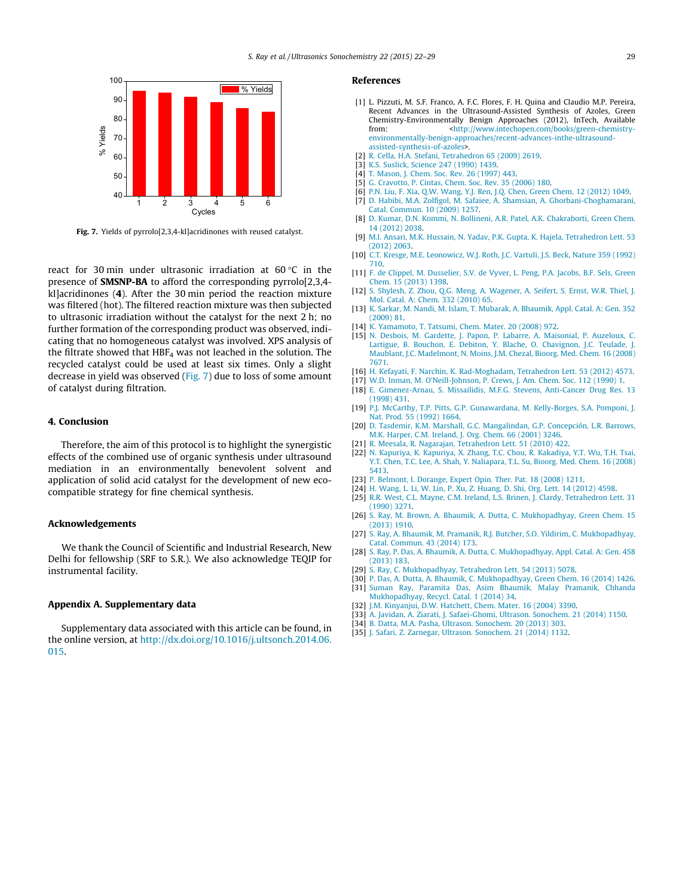100
90
80
70
60
50
40
% Yields
% Yields
1 2 3 4 5 6
Cycles

**Fig. 7.** Yields of pyrrolo[2,3,4-kl]acridinones with reused catalyst.

react for 30 min under ultrasonic irradiation at 60 °C in the presence of **SMSNP-BA** to afford the corresponding pyrrolo[2,3,4-kl]acridinones (**4**). After the 30 min period the reaction mixture was filtered (hot). The filtered reaction mixture was then subjected to ultrasonic irradiation without the catalyst for the next 2 h; no further formation of the corresponding product was observed, indicating that no homogeneous catalyst was involved. XPS analysis of the filtrate showed that $HBF_4$ was not leached in the solution. The recycled catalyst could be used at least six times. Only a slight decrease in yield was observed (Fig. 7) due to loss of some amount of catalyst during filtration.

## 4. Conclusion

Therefore, the aim of this protocol is to highlight the synergistic effects of the combined use of organic synthesis under ultrasound mediation in an environmentally benevolent solvent and application of solid acid catalyst for the development of new eco-compatible strategy for fine chemical synthesis.

## Acknowledgements

We thank the Council of Scientific and Industrial Research, New Delhi for fellowship (SRF to S.R.). We also acknowledge TEQIP for instrumental facility.

## Appendix A. Supplementary data

Supplementary data associated with this article can be found, in the online version, at http://dx.doi.org/10.1016/j.ultsonch.2014.06.015.

## References

[1] L. Pizzuti, M. S.F. Franco, A. F.C. Flores, F. H. Quina and Claudio M.P. Pereira, Recent Advances in the Ultrasound-Assisted Synthesis of Azoles, Green Chemistry-Environmentally Benign Approaches (2012), InTech, Available from: <http://www.intechopen.com/books/green-chemistry-environmentally-benign-approaches/recent-advances-inthe-ultrasound-assisted-synthesis-of-azoles>.
[2] R. Cella, H.A. Stefani, Tetrahedron 65 (2009) 2619.
[3] K.S. Suslick, Science 247 (1990) 1439.
[4] T. Mason, J. Chem. Soc. Rev. 26 (1997) 443.
[5] G. Cravotto, P. Cintas, Chem. Soc. Rev. 35 (2006) 180.
[6] P.N. Liu, F. Xia, Q.W. Wang, Y.J. Ren, J.Q. Chen, Green Chem. 12 (2012) 1049.
[7] D. Habibi, M.A. Zolfigol, M. Safaiee, A. Shamsian, A. Ghorbani-Choghamarani, Catal. Commun. 10 (2009) 1257.
[8] D. Kumar, D.N. Kommi, N. Bollineni, A.R. Patel, A.K. Chakraborti, Green Chem. 14 (2012) 2038.
[9] M.I. Ansari, M.K. Hussain, N. Yadav, P.K. Gupta, K. Hajela, Tetrahedron Lett. 53 (2012) 2063.
[10] C.T. Kresge, M.E. Leonowicz, W.J. Roth, J.C. Vartuli, J.S. Beck, Nature 359 (1992) 710.
[11] F. de Clippel, M. Dusselier, S.V. de Vyver, L. Peng, P.A. Jacobs, B.F. Sels, Green Chem. 15 (2013) 1398.
[12] S. Shylesh, Z. Zhou, Q.G. Meng, A. Wagener, A. Seifert, S. Ernst, W.R. Thiel, J. Mol. Catal. A: Chem. 332 (2010) 65.
[13] K. Sarkar, M. Nandi, M. Islam, T. Mubarak, A. Bhaumik, Appl. Catal. A: Gen. 352 (2009) 81.
[14] K. Yamamoto, T. Tatsumi, Chem. Mater. 20 (2008) 972.
[15] N. Desbois, M. Gardette, J. Papon, P. Labarre, A. Maisonial, P. Auzeloux, C. Lartigue, B. Bouchon, E. Debiton, Y. Blache, O. Chavignon, J.C. Teulade, J. Maublant, J.C. Madelmont, N. Moins, J.M. Chezal, Bioorg. Med. Chem. 16 (2008) 7671.
[16] H. Kefayati, F. Narchin, K. Rad-Moghadam, Tetrahedron Lett. 53 (2012) 4573.
[17] W.D. Inman, M. O'Neill-Johnson, P. Crews, J. Am. Chem. Soc. 112 (1990) 1.
[18] E. Gimenez-Arnau, S. Missailidis, M.F.G. Stevens, Anti-Cancer Drug Res. 13 (1998) 431.
[19] P.J. McCarthy, T.P. Pitts, G.P. Gunawardana, M. Kelly-Borges, S.A. Pomponi, J. Nat. Prod. 55 (1992) 1664.
[20] D. Tasdemir, K.M. Marshall, G.C. Mangalindan, G.P. Concepción, L.R. Barrows, M.K. Harper, C.M. Ireland, J. Org. Chem. 66 (2001) 3246.
[21] R. Meesala, R. Nagarajan, Tetrahedron Lett. 51 (2010) 422.
[22] N. Kapuriya, K. Kapuriya, X. Zhang, T.C. Chou, R. Kakadiya, Y.T. Wu, T.H. Tsai, Y.T. Chen, T.C. Lee, A. Shah, Y. Naliapara, T.L. Su, Bioorg. Med. Chem. 16 (2008) 5413.
[23] P. Belmont, I. Dorange, Expert Opin. Ther. Pat. 18 (2008) 1211.
[24] H. Wang, L. Li, W. Lin, P. Xu, Z. Huang, D. Shi, Org. Lett. 14 (2012) 4598.
[25] R.R. West, C.L. Mayne, C.M. Ireland, L.S. Brinen, J. Clardy, Tetrahedron Lett. 31 (1990) 3271.
[26] S. Ray, M. Brown, A. Bhaumik, A. Dutta, C. Mukhopadhyay, Green Chem. 15 (2013) 1910.
[27] S. Ray, A. Bhaumik, M. Pramanik, R.J. Butcher, S.O. Yildirim, C. Mukhopadhyay, Catal. Commun. 43 (2014) 173.
[28] S. Ray, P. Das, A. Bhaumik, A. Dutta, C. Mukhopadhyay, Appl. Catal. A: Gen. 458 (2013) 183.
[29] S. Ray, C. Mukhopadhyay, Tetrahedron Lett. 54 (2013) 5078.
[30] P. Das, A. Dutta, A. Bhaumik, C. Mukhopadhyay, Green Chem. 16 (2014) 1426.
[31] Suman Ray, Paramita Das, Asim Bhaumik, Malay Pramanik, Chhanda Mukhopadhyay, Recycl. Catal. 1 (2014) 34.
[32] J.M. Kinyanjui, D.W. Hatchett, Chem. Mater. 16 (2004) 3390.
[33] A. Javidan, A. Ziarati, J. Safaei-Ghomi, Ultrason. Sonochem. 21 (2014) 1150.
[34] B. Datta, M.A. Pasha, Ultrason. Sonochem. 20 (2013) 303.
[35] J. Safari, Z. Zarnegar, Ultrason. Sonochem. 21 (2014) 1132.